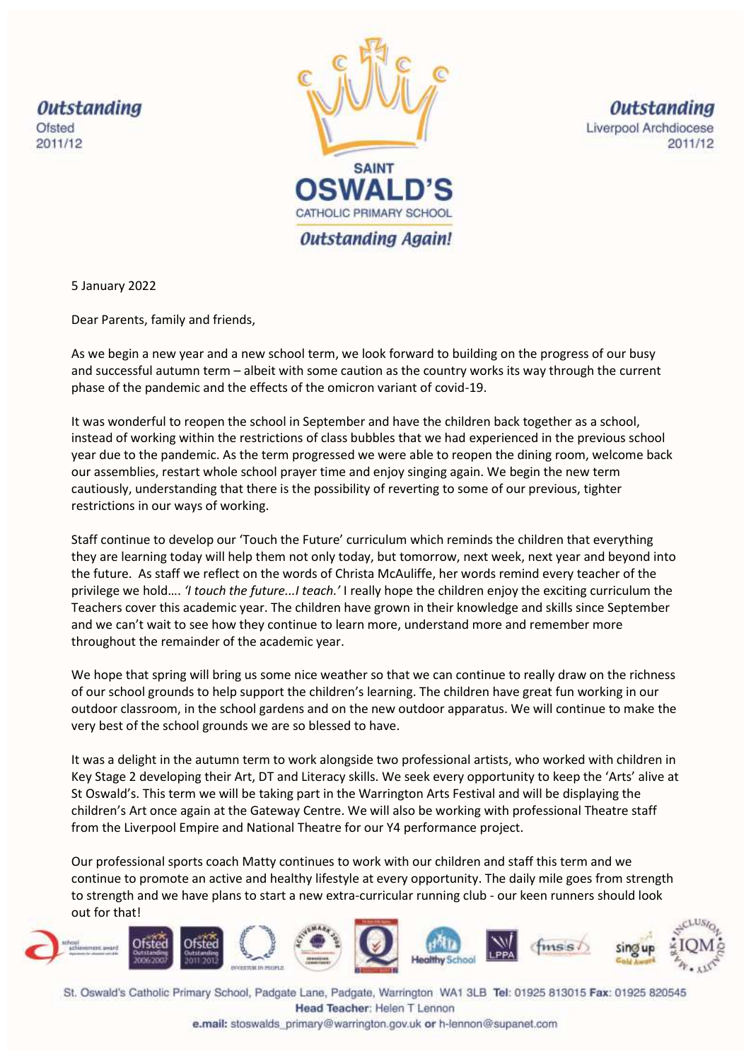**Outstanding**
Ofsted
2011/12

SAINT
**OSWALD'S**
CATHOLIC PRIMARY SCHOOL
***Outstanding Again!***

**Outstanding**
Liverpool Archdiocese
2011/12

5 January 2022

Dear Parents, family and friends,

As we begin a new year and a new school term, we look forward to building on the progress of our busy and successful autumn term – albeit with some caution as the country works its way through the current phase of the pandemic and the effects of the omicron variant of covid-19.

It was wonderful to reopen the school in September and have the children back together as a school, instead of working within the restrictions of class bubbles that we had experienced in the previous school year due to the pandemic. As the term progressed we were able to reopen the dining room, welcome back our assemblies, restart whole school prayer time and enjoy singing again. We begin the new term cautiously, understanding that there is the possibility of reverting to some of our previous, tighter restrictions in our ways of working.

Staff continue to develop our 'Touch the Future' curriculum which reminds the children that everything they are learning today will help them not only today, but tomorrow, next week, next year and beyond into the future. As staff we reflect on the words of Christa McAuliffe, her words remind every teacher of the privilege we hold…. *'I touch the future...I teach.'* I really hope the children enjoy the exciting curriculum the Teachers cover this academic year. The children have grown in their knowledge and skills since September and we can't wait to see how they continue to learn more, understand more and remember more throughout the remainder of the academic year.

We hope that spring will bring us some nice weather so that we can continue to really draw on the richness of our school grounds to help support the children's learning. The children have great fun working in our outdoor classroom, in the school gardens and on the new outdoor apparatus. We will continue to make the very best of the school grounds we are so blessed to have.

It was a delight in the autumn term to work alongside two professional artists, who worked with children in Key Stage 2 developing their Art, DT and Literacy skills. We seek every opportunity to keep the 'Arts' alive at St Oswald's. This term we will be taking part in the Warrington Arts Festival and will be displaying the children's Art once again at the Gateway Centre. We will also be working with professional Theatre staff from the Liverpool Empire and National Theatre for our Y4 performance project.

Our professional sports coach Matty continues to work with our children and staff this term and we continue to promote an active and healthy lifestyle at every opportunity. The daily mile goes from strength to strength and we have plans to start a new extra-curricular running club - our keen runners should look out for that!

St. Oswald's Catholic Primary School, Padgate Lane, Padgate, Warrington WA1 3LB **Tel:** 01925 813015 **Fax:** 01925 820545
**Head Teacher:** Helen T Lennon
**e.mail:** stoswalds_primary@warrington.gov.uk **or** h-lennon@supanet.com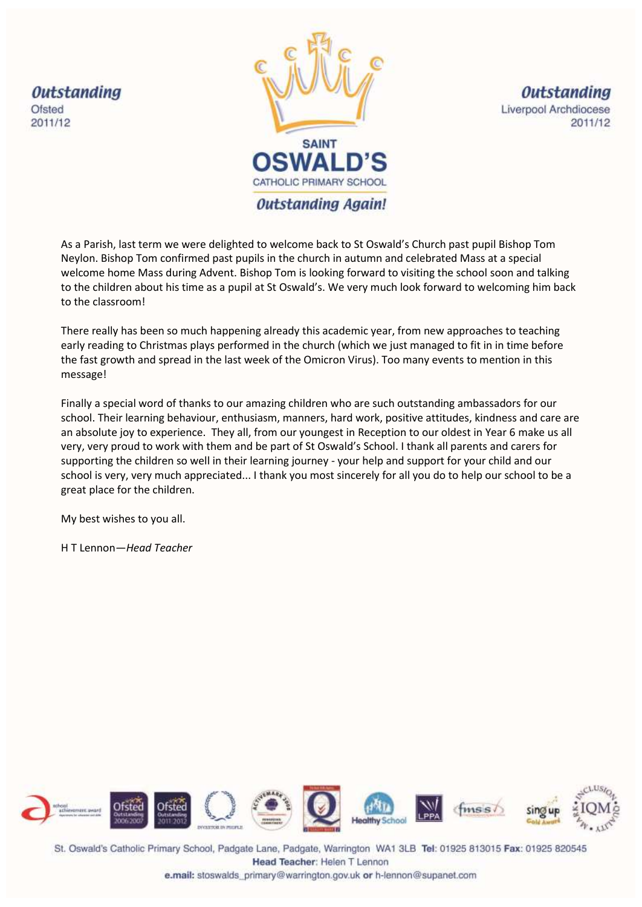**Outstanding**
Ofsted
2011/12

SAINT
**OSWALD'S**
CATHOLIC PRIMARY SCHOOL
***Outstanding Again!***

**Outstanding**
Liverpool Archdiocese
2011/12

As a Parish, last term we were delighted to welcome back to St Oswald's Church past pupil Bishop Tom Neylon. Bishop Tom confirmed past pupils in the church in autumn and celebrated Mass at a special welcome home Mass during Advent. Bishop Tom is looking forward to visiting the school soon and talking to the children about his time as a pupil at St Oswald's. We very much look forward to welcoming him back to the classroom!

There really has been so much happening already this academic year, from new approaches to teaching early reading to Christmas plays performed in the church (which we just managed to fit in in time before the fast growth and spread in the last week of the Omicron Virus). Too many events to mention in this message!

Finally a special word of thanks to our amazing children who are such outstanding ambassadors for our school. Their learning behaviour, enthusiasm, manners, hard work, positive attitudes, kindness and care are an absolute joy to experience. They all, from our youngest in Reception to our oldest in Year 6 make us all very, very proud to work with them and be part of St Oswald's School. I thank all parents and carers for supporting the children so well in their learning journey - your help and support for your child and our school is very, very much appreciated... I thank you most sincerely for all you do to help our school to be a great place for the children.

My best wishes to you all.

H T Lennon—*Head Teacher*

St. Oswald's Catholic Primary School, Padgate Lane, Padgate, Warrington WA1 3LB **Tel**: 01925 813015 **Fax**: 01925 820545
**Head Teacher**: Helen T Lennon
**e.mail:** stoswalds_primary@warrington.gov.uk **or** h-lennon@supanet.com